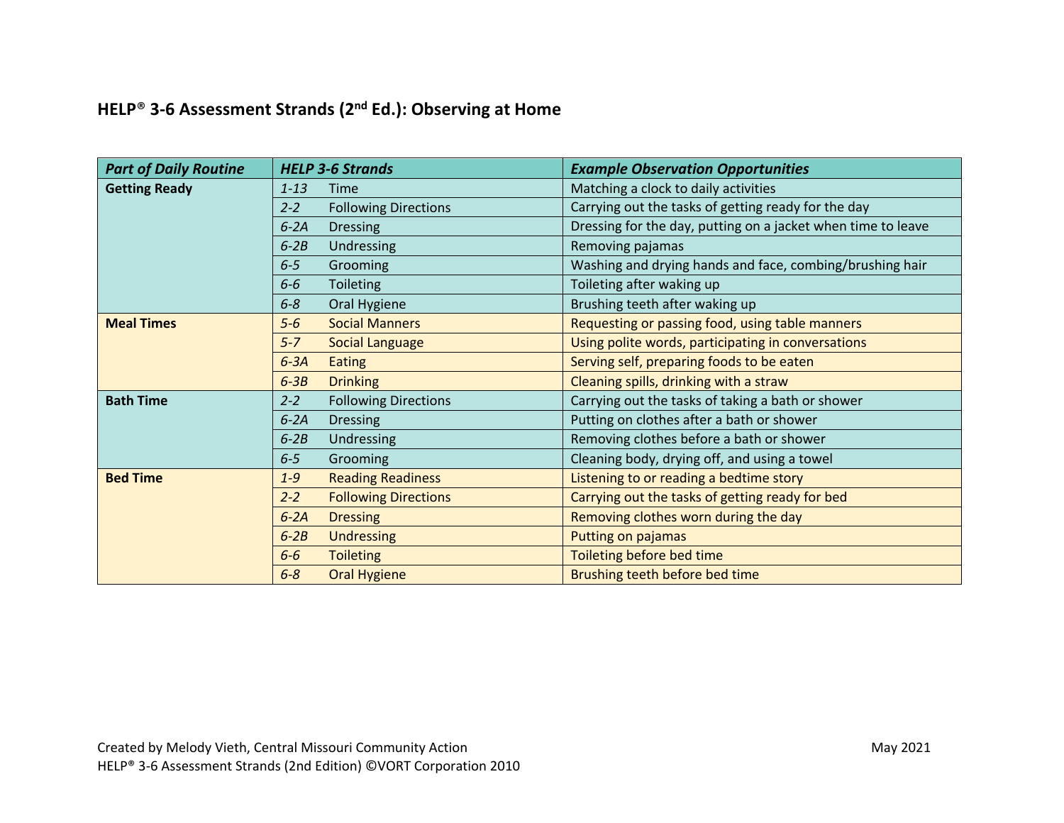# HELP® 3-6 Assessment Strands (2nd Ed.): Observing at Home

| *Part of Daily Routine* | *HELP 3-6 Strands* | | *Example Observation Opportunities* |
|---|---|---|---|
| **Getting Ready** | *1-13* | Time | Matching a clock to daily activities |
| | *2-2* | Following Directions | Carrying out the tasks of getting ready for the day |
| | *6-2A* | Dressing | Dressing for the day, putting on a jacket when time to leave |
| | *6-2B* | Undressing | Removing pajamas |
| | *6-5* | Grooming | Washing and drying hands and face, combing/brushing hair |
| | *6-6* | Toileting | Toileting after waking up |
| | *6-8* | Oral Hygiene | Brushing teeth after waking up |
| **Meal Times** | *5-6* | Social Manners | Requesting or passing food, using table manners |
| | *5-7* | Social Language | Using polite words, participating in conversations |
| | *6-3A* | Eating | Serving self, preparing foods to be eaten |
| | *6-3B* | Drinking | Cleaning spills, drinking with a straw |
| **Bath Time** | *2-2* | Following Directions | Carrying out the tasks of taking a bath or shower |
| | *6-2A* | Dressing | Putting on clothes after a bath or shower |
| | *6-2B* | Undressing | Removing clothes before a bath or shower |
| | *6-5* | Grooming | Cleaning body, drying off, and using a towel |
| **Bed Time** | *1-9* | Reading Readiness | Listening to or reading a bedtime story |
| | *2-2* | Following Directions | Carrying out the tasks of getting ready for bed |
| | *6-2A* | Dressing | Removing clothes worn during the day |
| | *6-2B* | Undressing | Putting on pajamas |
| | *6-6* | Toileting | Toileting before bed time |
| | *6-8* | Oral Hygiene | Brushing teeth before bed time |

Created by Melody Vieth, Central Missouri Community Action — May 2021

HELP® 3-6 Assessment Strands (2nd Edition) ©VORT Corporation 2010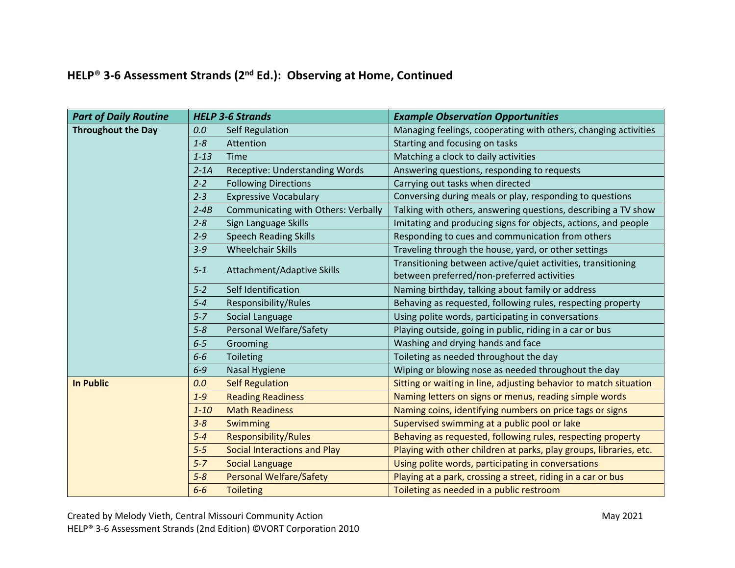## HELP® 3-6 Assessment Strands (2nd Ed.): Observing at Home, Continued

| *Part of Daily Routine* | *HELP 3-6 Strands* | | *Example Observation Opportunities* |
|---|---|---|---|
| **Throughout the Day** | *0.0* | Self Regulation | Managing feelings, cooperating with others, changing activities |
| | *1-8* | Attention | Starting and focusing on tasks |
| | *1-13* | Time | Matching a clock to daily activities |
| | *2-1A* | Receptive: Understanding Words | Answering questions, responding to requests |
| | *2-2* | Following Directions | Carrying out tasks when directed |
| | *2-3* | Expressive Vocabulary | Conversing during meals or play, responding to questions |
| | *2-4B* | Communicating with Others: Verbally | Talking with others, answering questions, describing a TV show |
| | *2-8* | Sign Language Skills | Imitating and producing signs for objects, actions, and people |
| | *2-9* | Speech Reading Skills | Responding to cues and communication from others |
| | *3-9* | Wheelchair Skills | Traveling through the house, yard, or other settings |
| | *5-1* | Attachment/Adaptive Skills | Transitioning between active/quiet activities, transitioning between preferred/non-preferred activities |
| | *5-2* | Self Identification | Naming birthday, talking about family or address |
| | *5-4* | Responsibility/Rules | Behaving as requested, following rules, respecting property |
| | *5-7* | Social Language | Using polite words, participating in conversations |
| | *5-8* | Personal Welfare/Safety | Playing outside, going in public, riding in a car or bus |
| | *6-5* | Grooming | Washing and drying hands and face |
| | *6-6* | Toileting | Toileting as needed throughout the day |
| | *6-9* | Nasal Hygiene | Wiping or blowing nose as needed throughout the day |
| **In Public** | *0.0* | Self Regulation | Sitting or waiting in line, adjusting behavior to match situation |
| | *1-9* | Reading Readiness | Naming letters on signs or menus, reading simple words |
| | *1-10* | Math Readiness | Naming coins, identifying numbers on price tags or signs |
| | *3-8* | Swimming | Supervised swimming at a public pool or lake |
| | *5-4* | Responsibility/Rules | Behaving as requested, following rules, respecting property |
| | *5-5* | Social Interactions and Play | Playing with other children at parks, play groups, libraries, etc. |
| | *5-7* | Social Language | Using polite words, participating in conversations |
| | *5-8* | Personal Welfare/Safety | Playing at a park, crossing a street, riding in a car or bus |
| | *6-6* | Toileting | Toileting as needed in a public restroom |

Created by Melody Vieth, Central Missouri Community Action

May 2021

HELP® 3-6 Assessment Strands (2nd Edition) ©VORT Corporation 2010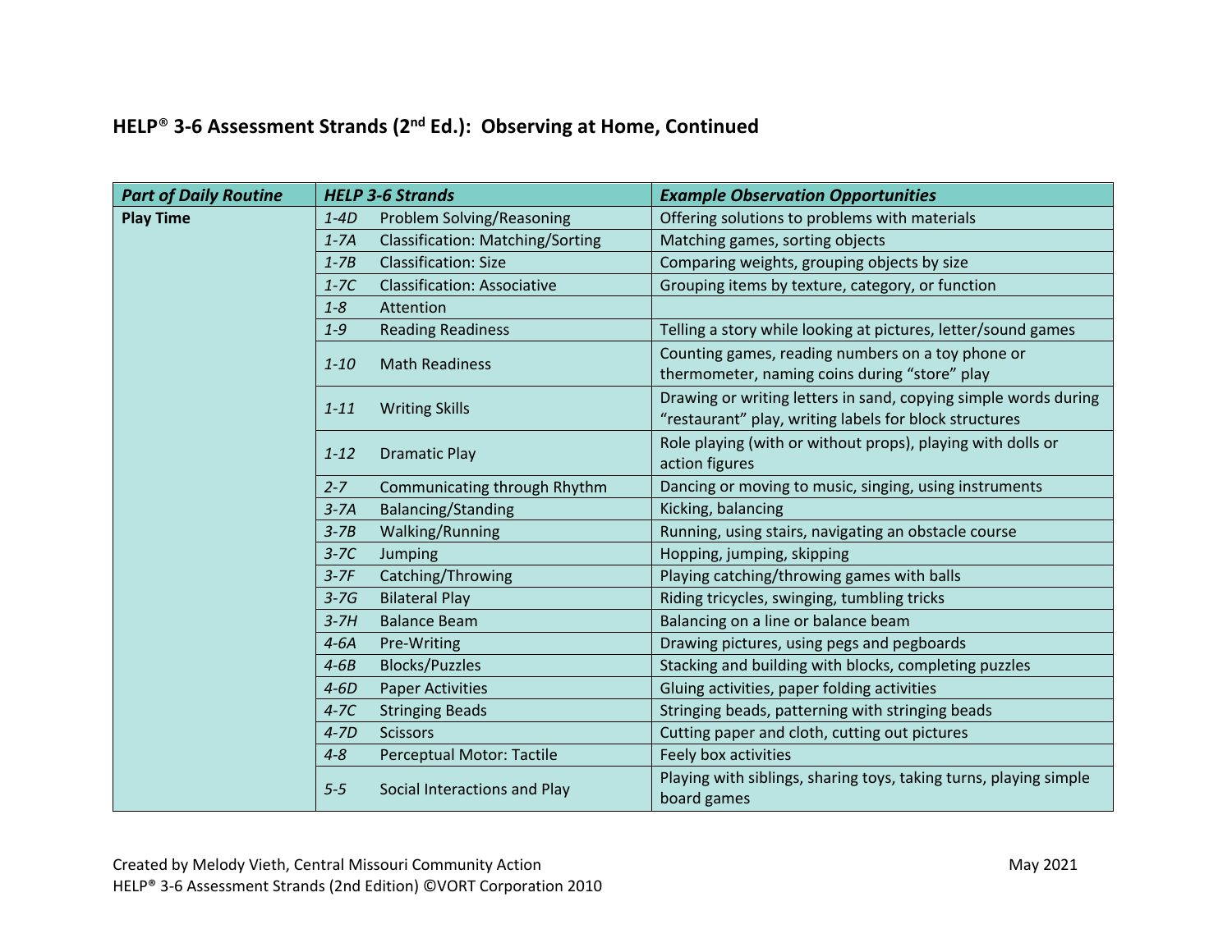## HELP® 3-6 Assessment Strands (2nd Ed.): Observing at Home, Continued

| ***Part of Daily Routine*** | ***HELP 3-6 Strands*** | | ***Example Observation Opportunities*** |
|---|---|---|---|
| **Play Time** | *1-4D* | Problem Solving/Reasoning | Offering solutions to problems with materials |
| | *1-7A* | Classification: Matching/Sorting | Matching games, sorting objects |
| | *1-7B* | Classification: Size | Comparing weights, grouping objects by size |
| | *1-7C* | Classification: Associative | Grouping items by texture, category, or function |
| | *1-8* | Attention | |
| | *1-9* | Reading Readiness | Telling a story while looking at pictures, letter/sound games |
| | *1-10* | Math Readiness | Counting games, reading numbers on a toy phone or thermometer, naming coins during "store" play |
| | *1-11* | Writing Skills | Drawing or writing letters in sand, copying simple words during "restaurant" play, writing labels for block structures |
| | *1-12* | Dramatic Play | Role playing (with or without props), playing with dolls or action figures |
| | *2-7* | Communicating through Rhythm | Dancing or moving to music, singing, using instruments |
| | *3-7A* | Balancing/Standing | Kicking, balancing |
| | *3-7B* | Walking/Running | Running, using stairs, navigating an obstacle course |
| | *3-7C* | Jumping | Hopping, jumping, skipping |
| | *3-7F* | Catching/Throwing | Playing catching/throwing games with balls |
| | *3-7G* | Bilateral Play | Riding tricycles, swinging, tumbling tricks |
| | *3-7H* | Balance Beam | Balancing on a line or balance beam |
| | *4-6A* | Pre-Writing | Drawing pictures, using pegs and pegboards |
| | *4-6B* | Blocks/Puzzles | Stacking and building with blocks, completing puzzles |
| | *4-6D* | Paper Activities | Gluing activities, paper folding activities |
| | *4-7C* | Stringing Beads | Stringing beads, patterning with stringing beads |
| | *4-7D* | Scissors | Cutting paper and cloth, cutting out pictures |
| | *4-8* | Perceptual Motor: Tactile | Feely box activities |
| | *5-5* | Social Interactions and Play | Playing with siblings, sharing toys, taking turns, playing simple board games |

Created by Melody Vieth, Central Missouri Community Action
HELP® 3-6 Assessment Strands (2nd Edition) ©VORT Corporation 2010

May 2021